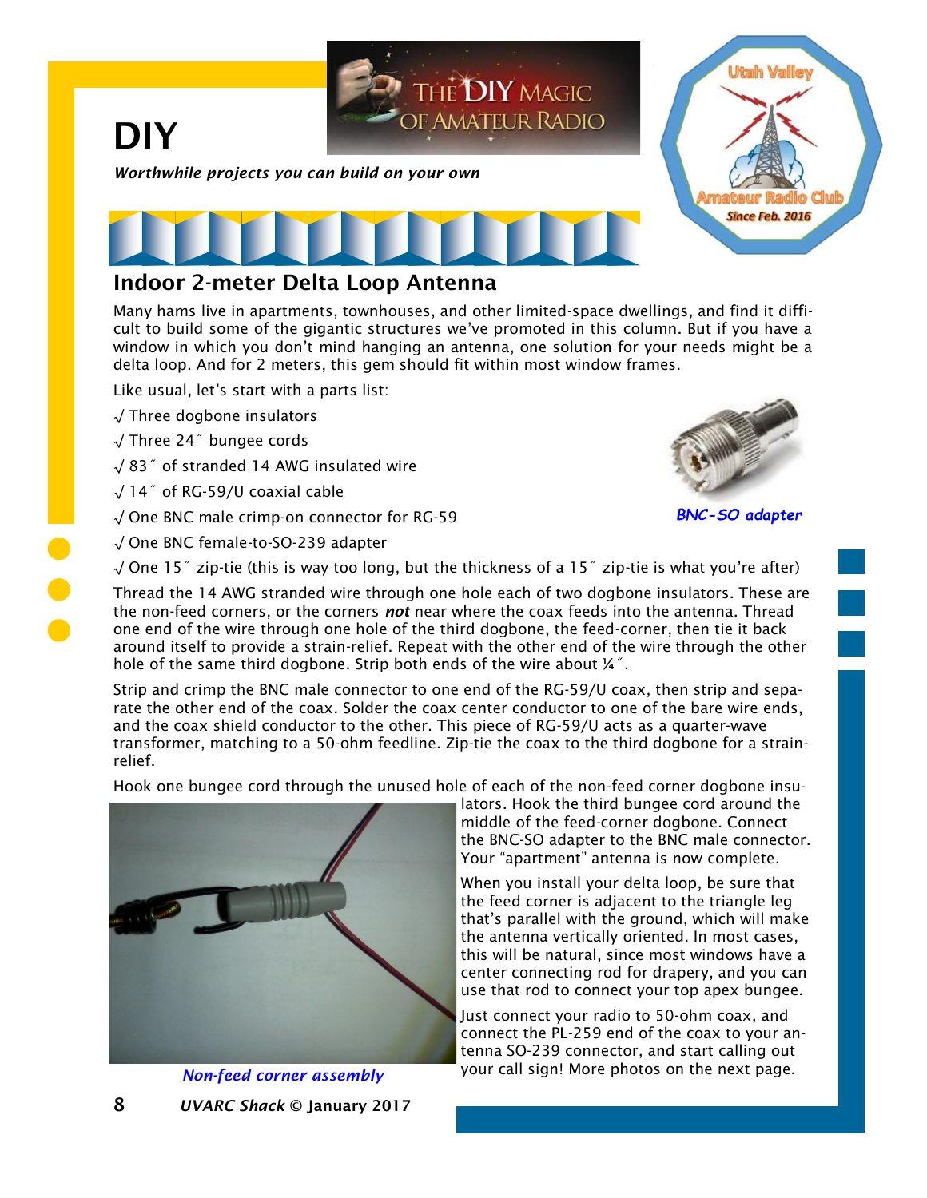# DIY

*Worthwhile projects you can build on your own*

## Indoor 2-meter Delta Loop Antenna

Many hams live in apartments, townhouses, and other limited-space dwellings, and find it difficult to build some of the gigantic structures we've promoted in this column. But if you have a window in which you don't mind hanging an antenna, one solution for your needs might be a delta loop. And for 2 meters, this gem should fit within most window frames.

Like usual, let's start with a parts list:

√ Three dogbone insulators

√ Three 24″ bungee cords

√ 83″ of stranded 14 AWG insulated wire

√ 14″ of RG-59/U coaxial cable

√ One BNC male crimp-on connector for RG-59

√ One BNC female-to-SO-239 adapter

√ One 15″ zip-tie (this is way too long, but the thickness of a 15″ zip-tie is what you're after)

*BNC-SO adapter*

Thread the 14 AWG stranded wire through one hole each of two dogbone insulators. These are the non-feed corners, or the corners ***not*** near where the coax feeds into the antenna. Thread one end of the wire through one hole of the third dogbone, the feed-corner, then tie it back around itself to provide a strain-relief. Repeat with the other end of the wire through the other hole of the same third dogbone. Strip both ends of the wire about ¼″.

Strip and crimp the BNC male connector to one end of the RG-59/U coax, then strip and separate the other end of the coax. Solder the coax center conductor to one of the bare wire ends, and the coax shield conductor to the other. This piece of RG-59/U acts as a quarter-wave transformer, matching to a 50-ohm feedline. Zip-tie the coax to the third dogbone for a strain-relief.

Hook one bungee cord through the unused hole of each of the non-feed corner dogbone insulators. Hook the third bungee cord around the middle of the feed-corner dogbone. Connect the BNC-SO adapter to the BNC male connector. Your "apartment" antenna is now complete.

When you install your delta loop, be sure that the feed corner is adjacent to the triangle leg that's parallel with the ground, which will make the antenna vertically oriented. In most cases, this will be natural, since most windows have a center connecting rod for drapery, and you can use that rod to connect your top apex bungee.

Just connect your radio to 50-ohm coax, and connect the PL-259 end of the coax to your antenna SO-239 connector, and start calling out your call sign! More photos on the next page.

*Non-feed corner assembly*

*UVARC Shack* © January 2017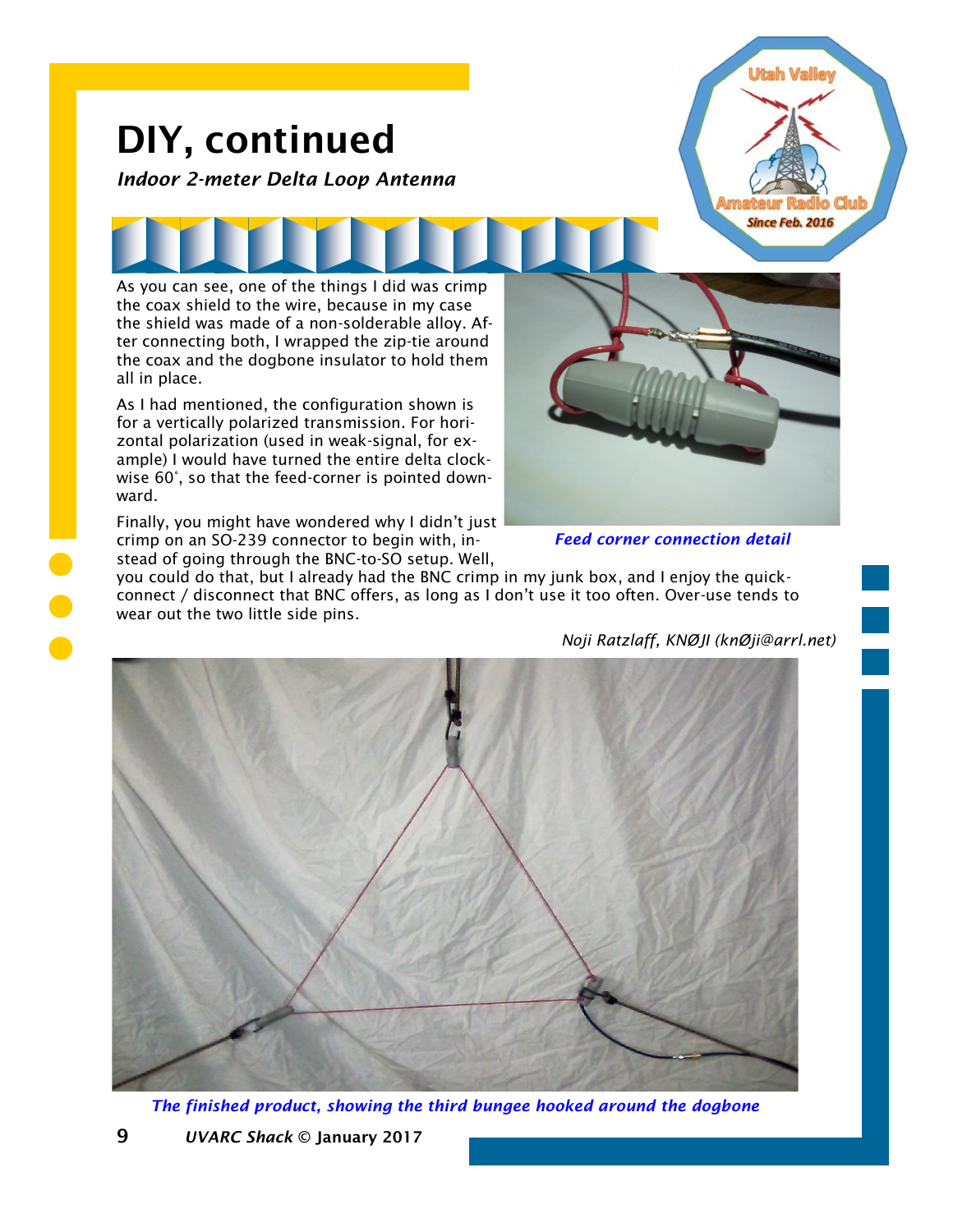# DIY, continued

***Indoor 2-meter Delta Loop Antenna***

As you can see, one of the things I did was crimp the coax shield to the wire, because in my case the shield was made of a non-solderable alloy. After connecting both, I wrapped the zip-tie around the coax and the dogbone insulator to hold them all in place.

As I had mentioned, the configuration shown is for a vertically polarized transmission. For horizontal polarization (used in weak-signal, for example) I would have turned the entire delta clockwise 60˚, so that the feed-corner is pointed downward.

Finally, you might have wondered why I didn't just crimp on an SO-239 connector to begin with, instead of going through the BNC-to-SO setup. Well, you could do that, but I already had the BNC crimp in my junk box, and I enjoy the quick-connect / disconnect that BNC offers, as long as I don't use it too often. Over-use tends to wear out the two little side pins.

*Feed corner connection detail*

*Noji Ratzlaff, KNØJI (knØji@arrl.net)*

*The finished product, showing the third bungee hooked around the dogbone*